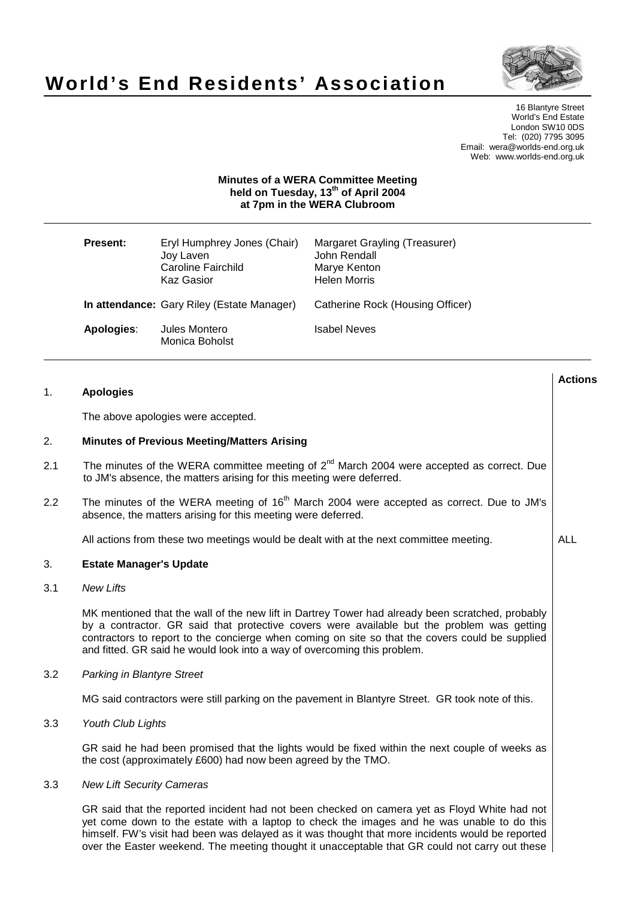# World's End Residents' Association

16 Blantyre Street
World's End Estate
London SW10 0DS
Tel: (020) 7795 3095
Email: wera@worlds-end.org.uk
Web: www.worlds-end.org.uk

**Minutes of a WERA Committee Meeting held on Tuesday, 13th of April 2004 at 7pm in the WERA Clubroom**

| | | |
|---|---|---|
| **Present:** | Eryl Humphrey Jones (Chair) | Margaret Grayling (Treasurer) |
| | Joy Laven | John Rendall |
| | Caroline Fairchild | Marye Kenton |
| | Kaz Gasior | Helen Morris |
| **In attendance:** | Gary Riley (Estate Manager) | Catherine Rock (Housing Officer) |
| **Apologies:** | Jules Montero | Isabel Neves |
| | Monica Boholst | |

**Actions**

## 1. Apologies

The above apologies were accepted.

## 2. Minutes of Previous Meeting/Matters Arising

2.1 The minutes of the WERA committee meeting of 2nd March 2004 were accepted as correct. Due to JM's absence, the matters arising for this meeting were deferred.

2.2 The minutes of the WERA meeting of 16th March 2004 were accepted as correct. Due to JM's absence, the matters arising for this meeting were deferred.

All actions from these two meetings would be dealt with at the next committee meeting. — **ALL**

## 3. Estate Manager's Update

3.1 *New Lifts*

MK mentioned that the wall of the new lift in Dartrey Tower had already been scratched, probably by a contractor. GR said that protective covers were available but the problem was getting contractors to report to the concierge when coming on site so that the covers could be supplied and fitted. GR said he would look into a way of overcoming this problem.

3.2 *Parking in Blantyre Street*

MG said contractors were still parking on the pavement in Blantyre Street. GR took note of this.

3.3 *Youth Club Lights*

GR said he had been promised that the lights would be fixed within the next couple of weeks as the cost (approximately £600) had now been agreed by the TMO.

3.3 *New Lift Security Cameras*

GR said that the reported incident had not been checked on camera yet as Floyd White had not yet come down to the estate with a laptop to check the images and he was unable to do this himself. FW's visit had been was delayed as it was thought that more incidents would be reported over the Easter weekend. The meeting thought it unacceptable that GR could not carry out these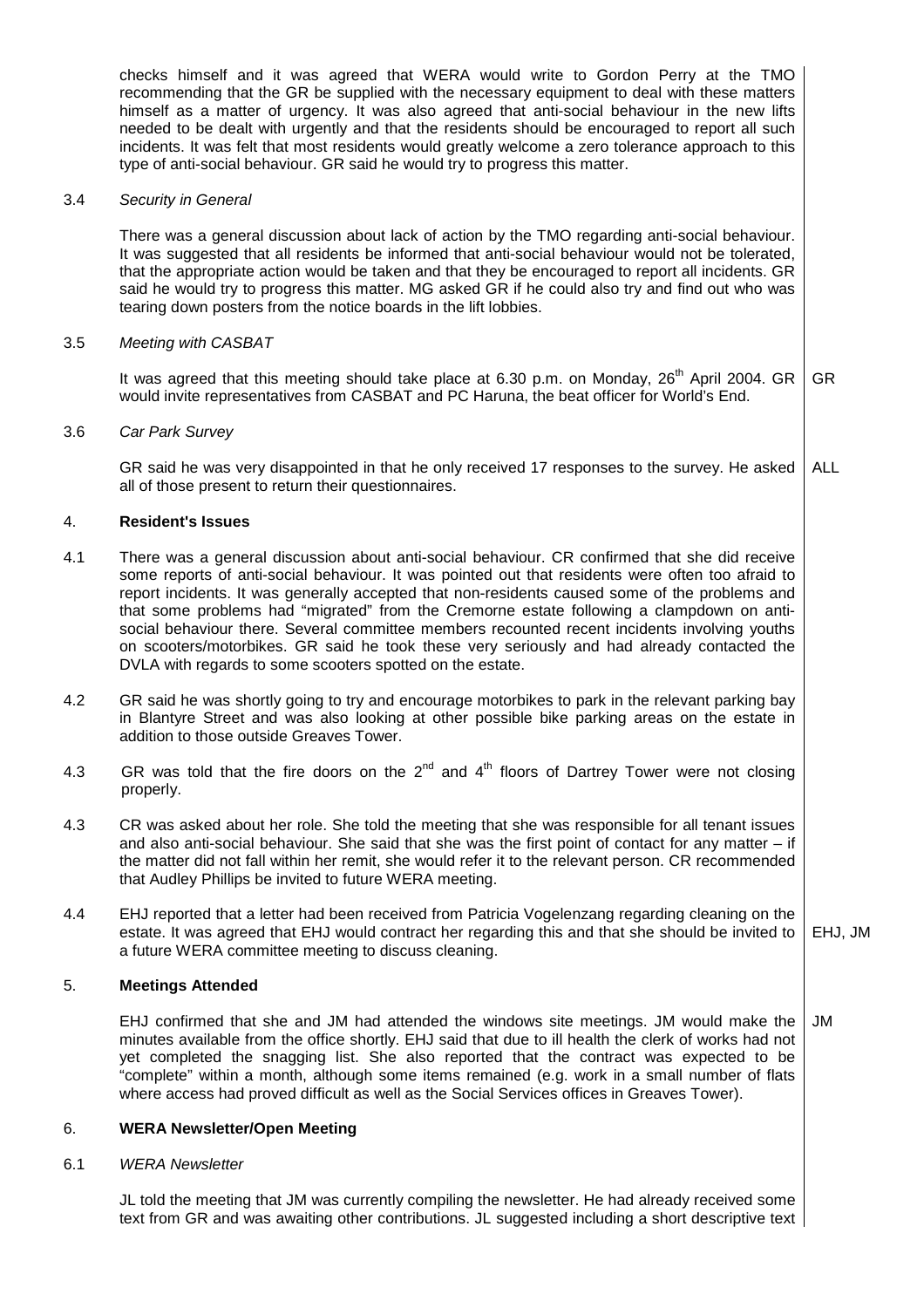checks himself and it was agreed that WERA would write to Gordon Perry at the TMO recommending that the GR be supplied with the necessary equipment to deal with these matters himself as a matter of urgency. It was also agreed that anti-social behaviour in the new lifts needed to be dealt with urgently and that the residents should be encouraged to report all such incidents. It was felt that most residents would greatly welcome a zero tolerance approach to this type of anti-social behaviour. GR said he would try to progress this matter.

3.4 *Security in General*

There was a general discussion about lack of action by the TMO regarding anti-social behaviour. It was suggested that all residents be informed that anti-social behaviour would not be tolerated, that the appropriate action would be taken and that they be encouraged to report all incidents. GR said he would try to progress this matter. MG asked GR if he could also try and find out who was tearing down posters from the notice boards in the lift lobbies.

3.5 *Meeting with CASBAT*

It was agreed that this meeting should take place at 6.30 p.m. on Monday, 26th April 2004. GR would invite representatives from CASBAT and PC Haruna, the beat officer for World's End. — **GR**

3.6 *Car Park Survey*

GR said he was very disappointed in that he only received 17 responses to the survey. He asked all of those present to return their questionnaires. — **ALL**

## 4. Resident's Issues

4.1 There was a general discussion about anti-social behaviour. CR confirmed that she did receive some reports of anti-social behaviour. It was pointed out that residents were often too afraid to report incidents. It was generally accepted that non-residents caused some of the problems and that some problems had "migrated" from the Cremorne estate following a clampdown on anti-social behaviour there. Several committee members recounted recent incidents involving youths on scooters/motorbikes. GR said he took these very seriously and had already contacted the DVLA with regards to some scooters spotted on the estate.

4.2 GR said he was shortly going to try and encourage motorbikes to park in the relevant parking bay in Blantyre Street and was also looking at other possible bike parking areas on the estate in addition to those outside Greaves Tower.

4.3 GR was told that the fire doors on the 2nd and 4th floors of Dartrey Tower were not closing properly.

4.3 CR was asked about her role. She told the meeting that she was responsible for all tenant issues and also anti-social behaviour. She said that she was the first point of contact for any matter – if the matter did not fall within her remit, she would refer it to the relevant person. CR recommended that Audley Phillips be invited to future WERA meeting.

4.4 EHJ reported that a letter had been received from Patricia Vogelenzang regarding cleaning on the estate. It was agreed that EHJ would contract her regarding this and that she should be invited to a future WERA committee meeting to discuss cleaning. — **EHJ, JM**

## 5. Meetings Attended

EHJ confirmed that she and JM had attended the windows site meetings. JM would make the minutes available from the office shortly. EHJ said that due to ill health the clerk of works had not yet completed the snagging list. She also reported that the contract was expected to be "complete" within a month, although some items remained (e.g. work in a small number of flats where access had proved difficult as well as the Social Services offices in Greaves Tower). — **JM**

## 6. WERA Newsletter/Open Meeting

6.1 *WERA Newsletter*

JL told the meeting that JM was currently compiling the newsletter. He had already received some text from GR and was awaiting other contributions. JL suggested including a short descriptive text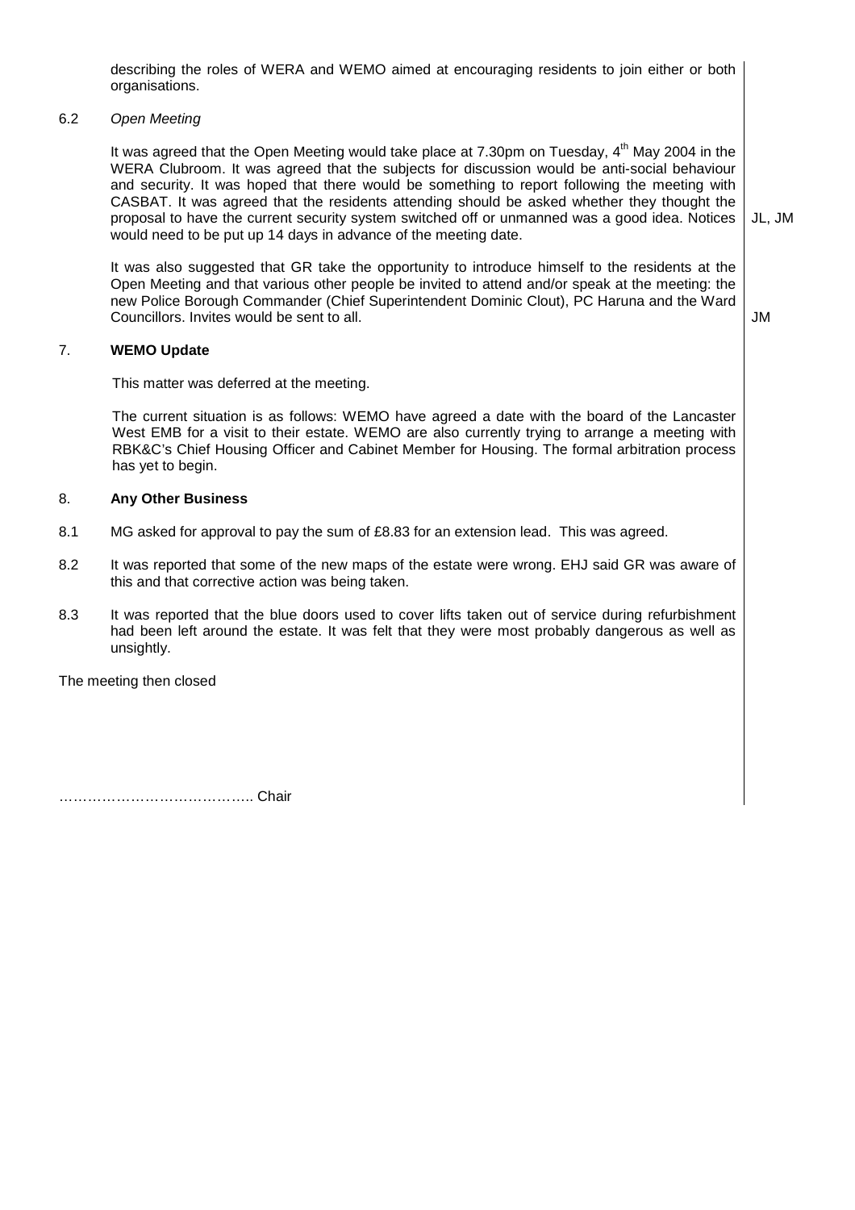describing the roles of WERA and WEMO aimed at encouraging residents to join either or both organisations.

6.2 *Open Meeting*

It was agreed that the Open Meeting would take place at 7.30pm on Tuesday, 4th May 2004 in the WERA Clubroom. It was agreed that the subjects for discussion would be anti-social behaviour and security. It was hoped that there would be something to report following the meeting with CASBAT. It was agreed that the residents attending should be asked whether they thought the proposal to have the current security system switched off or unmanned was a good idea. Notices would need to be put up 14 days in advance of the meeting date. **JL, JM**

It was also suggested that GR take the opportunity to introduce himself to the residents at the Open Meeting and that various other people be invited to attend and/or speak at the meeting: the new Police Borough Commander (Chief Superintendent Dominic Clout), PC Haruna and the Ward Councillors. Invites would be sent to all. **JM**

## 7. WEMO Update

This matter was deferred at the meeting.

The current situation is as follows: WEMO have agreed a date with the board of the Lancaster West EMB for a visit to their estate. WEMO are also currently trying to arrange a meeting with RBK&C's Chief Housing Officer and Cabinet Member for Housing. The formal arbitration process has yet to begin.

## 8. Any Other Business

8.1 MG asked for approval to pay the sum of £8.83 for an extension lead. This was agreed.

8.2 It was reported that some of the new maps of the estate were wrong. EHJ said GR was aware of this and that corrective action was being taken.

8.3 It was reported that the blue doors used to cover lifts taken out of service during refurbishment had been left around the estate. It was felt that they were most probably dangerous as well as unsightly.

The meeting then closed

………………………………….. Chair